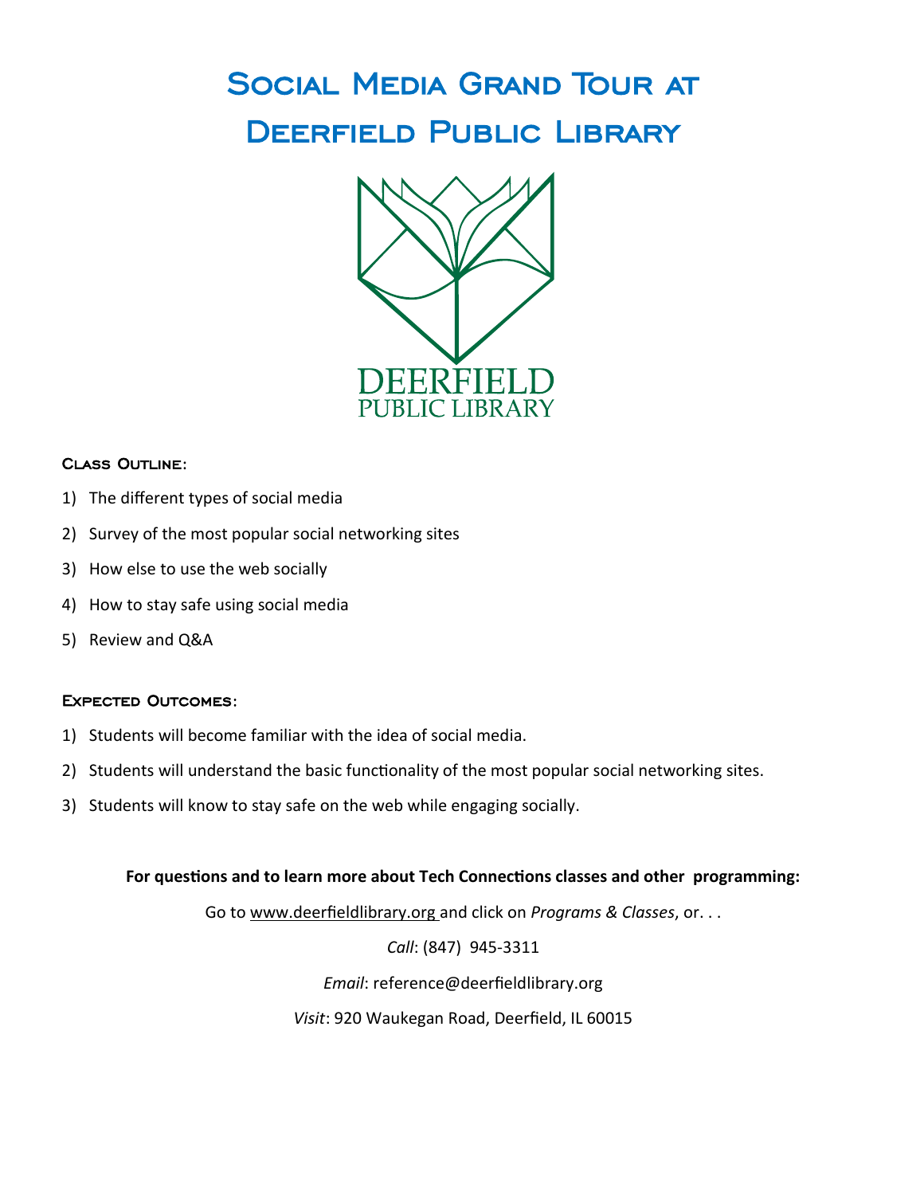# Social Media Grand Tour at Deerfield Public Library

DEERFIELD
PUBLIC LIBRARY

### Class Outline:

1) The different types of social media
2) Survey of the most popular social networking sites
3) How else to use the web socially
4) How to stay safe using social media
5) Review and Q&A

### Expected Outcomes:

1) Students will become familiar with the idea of social media.
2) Students will understand the basic functionality of the most popular social networking sites.
3) Students will know to stay safe on the web while engaging socially.

**For questions and to learn more about Tech Connections classes and other programming:**

Go to www.deerfieldlibrary.org and click on *Programs & Classes*, or. . .

*Call*: (847) 945-3311

*Email*: reference@deerfieldlibrary.org

*Visit*: 920 Waukegan Road, Deerfield, IL 60015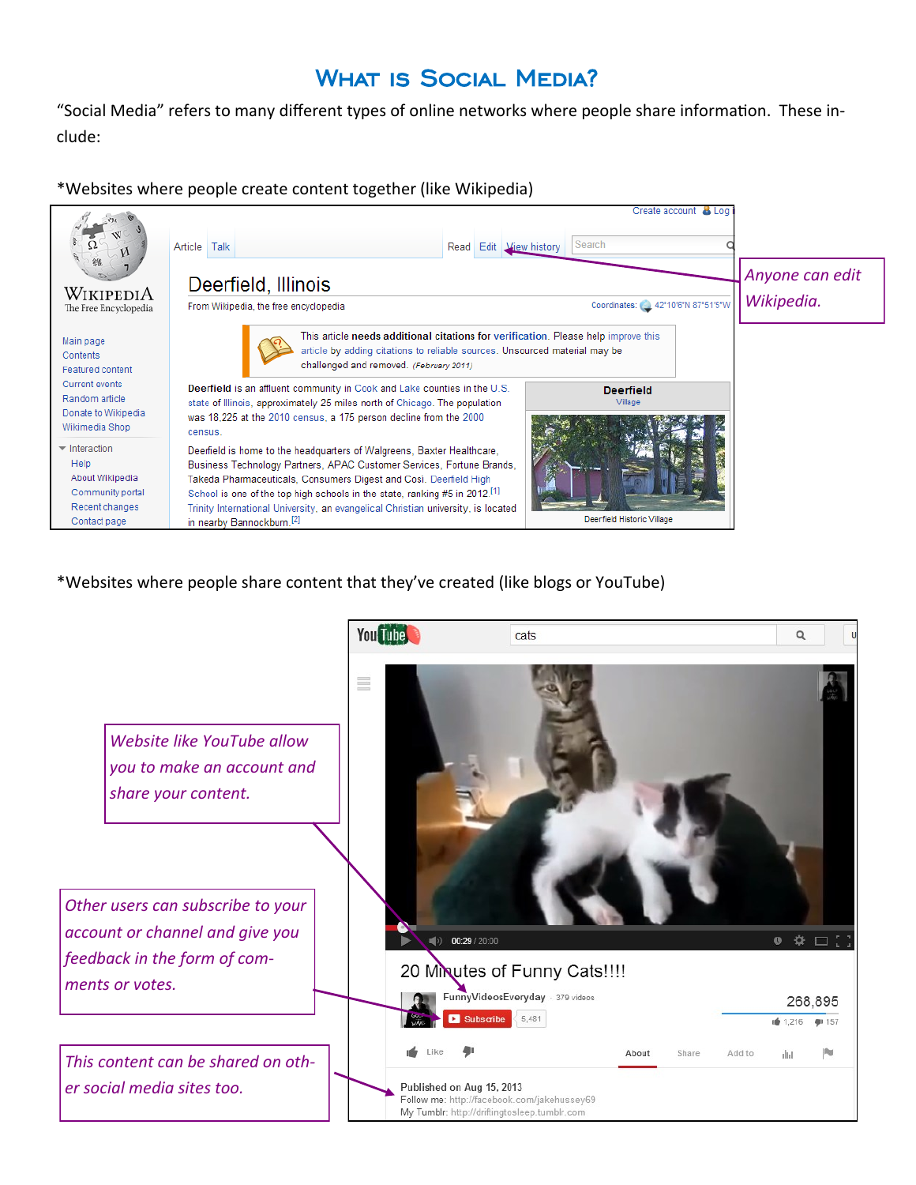# What is Social Media?

"Social Media" refers to many different types of online networks where people share information. These include:

*Websites where people create content together (like Wikipedia)

*Anyone can edit Wikipedia.*

*Websites where people share content that they've created (like blogs or YouTube)

*Website like YouTube allow you to make an account and share your content.*

*Other users can subscribe to your account or channel and give you feedback in the form of comments or votes.*

*This content can be shared on other social media sites too.*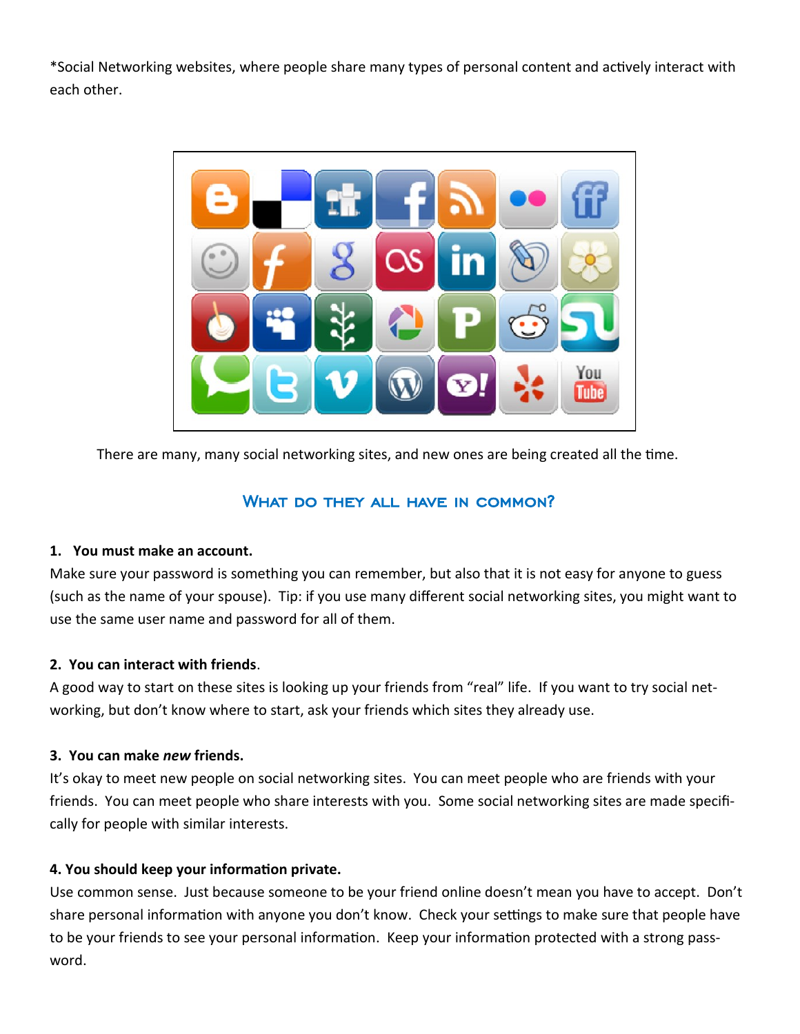*Social Networking websites, where people share many types of personal content and actively interact with each other.

There are many, many social networking sites, and new ones are being created all the time.

## What do they all have in common?

**1. You must make an account.**

Make sure your password is something you can remember, but also that it is not easy for anyone to guess (such as the name of your spouse). Tip: if you use many different social networking sites, you might want to use the same user name and password for all of them.

**2. You can interact with friends.**

A good way to start on these sites is looking up your friends from "real" life. If you want to try social networking, but don't know where to start, ask your friends which sites they already use.

**3. You can make *new* friends.**

It's okay to meet new people on social networking sites. You can meet people who are friends with your friends. You can meet people who share interests with you. Some social networking sites are made specifically for people with similar interests.

**4. You should keep your information private.**

Use common sense. Just because someone to be your friend online doesn't mean you have to accept. Don't share personal information with anyone you don't know. Check your settings to make sure that people have to be your friends to see your personal information. Keep your information protected with a strong password.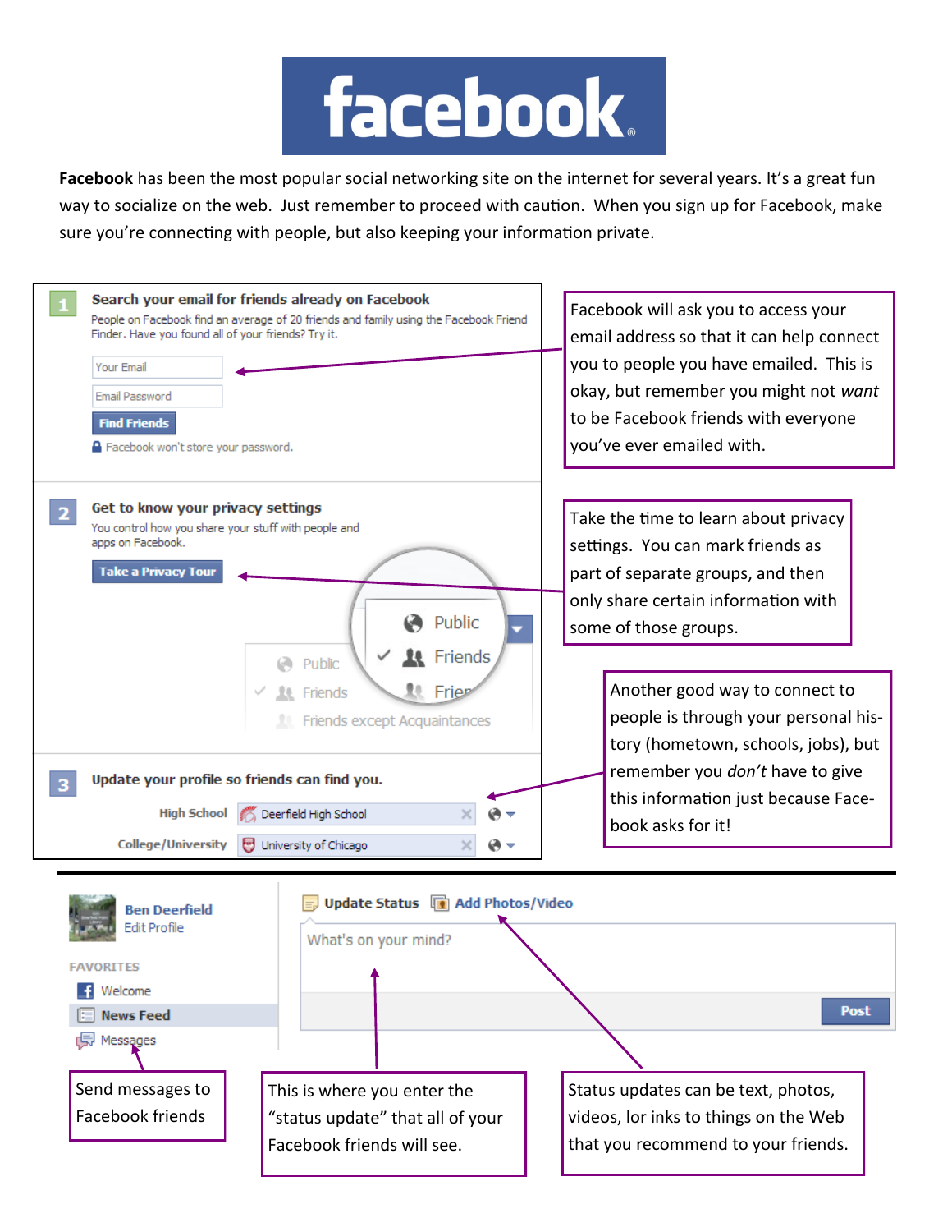# facebook

**Facebook** has been the most popular social networking site on the internet for several years. It's a great fun way to socialize on the web. Just remember to proceed with caution. When you sign up for Facebook, make sure you're connecting with people, but also keeping your information private.

**1 Search your email for friends already on Facebook**

People on Facebook find an average of 20 friends and family using the Facebook Friend Finder. Have you found all of your friends? Try it.

Your Email

Email Password

Find Friends

Facebook won't store your password.

Facebook will ask you to access your email address so that it can help connect you to people you have emailed. This is okay, but remember you might not *want* to be Facebook friends with everyone you've ever emailed with.

**2 Get to know your privacy settings**

You control how you share your stuff with people and apps on Facebook.

Take a Privacy Tour

Public
Friends
Friends except Acquaintances

Take the time to learn about privacy settings. You can mark friends as part of separate groups, and then only share certain information with some of those groups.

**3 Update your profile so friends can find you.**

High School: Deerfield High School

College/University: University of Chicago

Another good way to connect to people is through your personal history (hometown, schools, jobs), but remember you *don't* have to give this information just because Facebook asks for it!

---

Ben Deerfield
Edit Profile

FAVORITES
- Welcome
- News Feed
- Messages

Update Status | Add Photos/Video

What's on your mind?

Post

Send messages to Facebook friends

This is where you enter the "status update" that all of your Facebook friends will see.

Status updates can be text, photos, videos, lor inks to things on the Web that you recommend to your friends.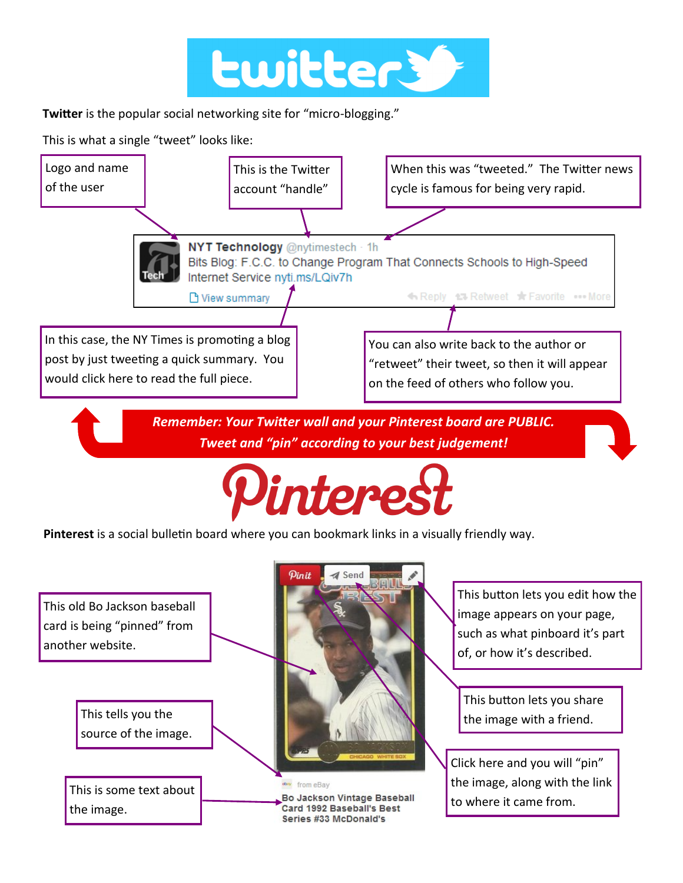# twitter

**Twitter** is the popular social networking site for "micro-blogging."

This is what a single "tweet" looks like:

Logo and name of the user

This is the Twitter account "handle"

When this was "tweeted." The Twitter news cycle is famous for being very rapid.

NYT Technology @nytimestech · 1h
Bits Blog: F.C.C. to Change Program That Connects Schools to High-Speed Internet Service nyti.ms/LQiv7h
View summary
Reply Retweet Favorite More

In this case, the NY Times is promoting a blog post by just tweeting a quick summary. You would click here to read the full piece.

You can also write back to the author or "retweet" their tweet, so then it will appear on the feed of others who follow you.

***Remember: Your Twitter wall and your Pinterest board are PUBLIC.***
***Tweet and "pin" according to your best judgement!***

# Pinterest

**Pinterest** is a social bulletin board where you can bookmark links in a visually friendly way.

This old Bo Jackson baseball card is being "pinned" from another website.

This tells you the source of the image.

This is some text about the image.

Pin it Send

from eBay
Bo Jackson Vintage Baseball Card 1992 Baseball's Best Series #33 McDonald's

This button lets you edit how the image appears on your page, such as what pinboard it's part of, or how it's described.

This button lets you share the image with a friend.

Click here and you will "pin" the image, along with the link to where it came from.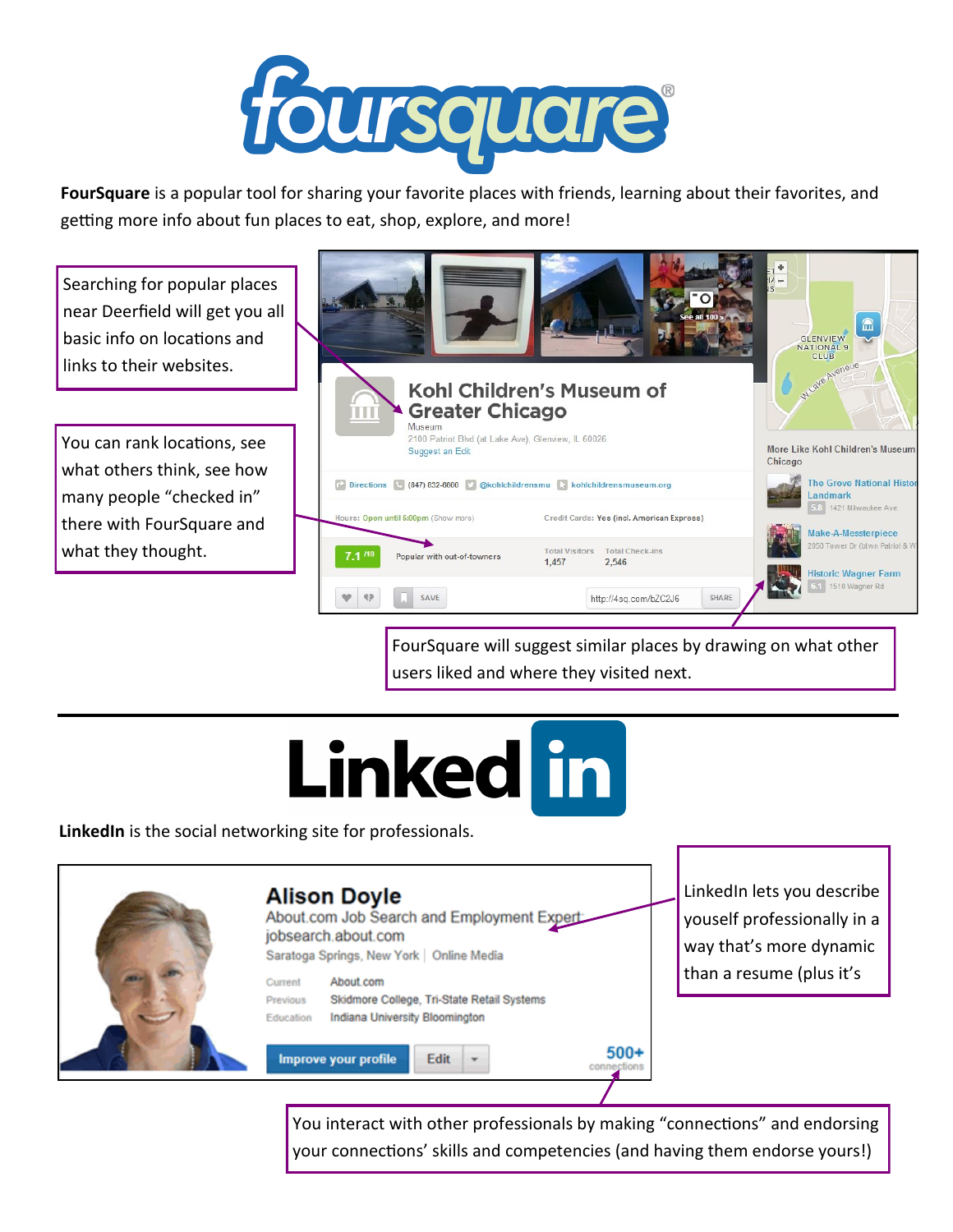# foursquare

**FourSquare** is a popular tool for sharing your favorite places with friends, learning about their favorites, and getting more info about fun places to eat, shop, explore, and more!

Searching for popular places near Deerfield will get you all basic info on locations and links to their websites.

You can rank locations, see what others think, see how many people "checked in" there with FourSquare and what they thought.

FourSquare will suggest similar places by drawing on what other users liked and where they visited next.

---

# LinkedIn

**LinkedIn** is the social networking site for professionals.

LinkedIn lets you describe youself professionally in a way that's more dynamic than a resume (plus it's

You interact with other professionals by making "connections" and endorsing your connections' skills and competencies (and having them endorse yours!)